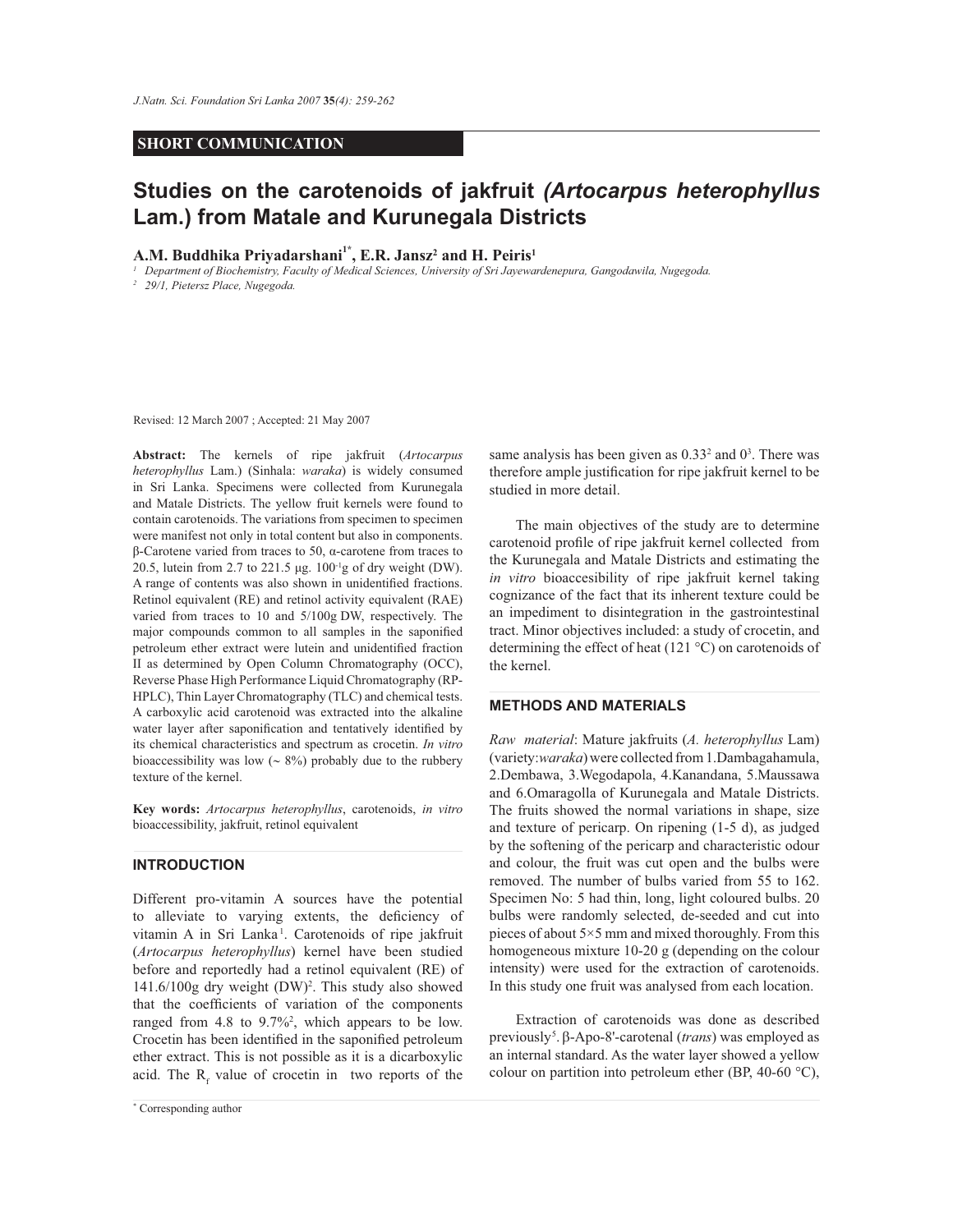## SHORT COMMUNICATION

# Studies on the carotenoids of jakfruit *(Artocarpus heterophyllus* Lam.) from Matale and Kurunegala Districts

**A.M. Buddhika Priyadarshani[1*], E.R. Jansz[2] and H. Peiris[1]**

[1] *Department of Biochemistry, Faculty of Medical Sciences, University of Sri Jayewardenepura, Gangodawila, Nugegoda.*

[2] *29/1, Pietersz Place, Nugegoda.*

Revised: 12 March 2007 ; Accepted: 21 May 2007

**Abstract:** The kernels of ripe jakfruit (*Artocarpus heterophyllus* Lam.) (Sinhala: *waraka*) is widely consumed in Sri Lanka. Specimens were collected from Kurunegala and Matale Districts. The yellow fruit kernels were found to contain carotenoids. The variations from specimen to specimen were manifest not only in total content but also in components. β-Carotene varied from traces to 50, α-carotene from traces to 20.5, lutein from 2.7 to 221.5 μg. $100^{-1}$g of dry weight (DW). A range of contents was also shown in unidentified fractions. Retinol equivalent (RE) and retinol activity equivalent (RAE) varied from traces to 10 and 5/100g DW, respectively. The major compounds common to all samples in the saponified petroleum ether extract were lutein and unidentified fraction II as determined by Open Column Chromatography (OCC), Reverse Phase High Performance Liquid Chromatography (RP-HPLC), Thin Layer Chromatography (TLC) and chemical tests. A carboxylic acid carotenoid was extracted into the alkaline water layer after saponification and tentatively identified by its chemical characteristics and spectrum as crocetin. *In vitro* bioaccessibility was low (~ 8%) probably due to the rubbery texture of the kernel.

**Key words:** *Artocarpus heterophyllus*, carotenoids, *in vitro* bioaccessibility, jakfruit, retinol equivalent

## INTRODUCTION

Different pro-vitamin A sources have the potential to alleviate to varying extents, the deficiency of vitamin A in Sri Lanka[1]. Carotenoids of ripe jakfruit (*Artocarpus heterophyllus*) kernel have been studied before and reportedly had a retinol equivalent (RE) of 141.6/100g dry weight (DW)[2]. This study also showed that the coefficients of variation of the components ranged from 4.8 to 9.7%[2], which appears to be low. Crocetin has been identified in the saponified petroleum ether extract. This is not possible as it is a dicarboxylic acid. The $R_f$ value of crocetin in two reports of the same analysis has been given as 0.33[2] and 0[3]. There was therefore ample justification for ripe jakfruit kernel to be studied in more detail.

The main objectives of the study are to determine carotenoid profile of ripe jakfruit kernel collected from the Kurunegala and Matale Districts and estimating the *in vitro* bioaccesibility of ripe jakfruit kernel taking cognizance of the fact that its inherent texture could be an impediment to disintegration in the gastrointestinal tract. Minor objectives included: a study of crocetin, and determining the effect of heat (121 °C) on carotenoids of the kernel.

## METHODS AND MATERIALS

*Raw material*: Mature jakfruits (*A. heterophyllus* Lam) (variety:*waraka*) were collected from 1.Dambagahamula, 2.Dembawa, 3.Wegodapola, 4.Kanandana, 5.Maussawa and 6.Omaragolla of Kurunegala and Matale Districts. The fruits showed the normal variations in shape, size and texture of pericarp. On ripening (1-5 d), as judged by the softening of the pericarp and characteristic odour and colour, the fruit was cut open and the bulbs were removed. The number of bulbs varied from 55 to 162. Specimen No: 5 had thin, long, light coloured bulbs. 20 bulbs were randomly selected, de-seeded and cut into pieces of about 5×5 mm and mixed thoroughly. From this homogeneous mixture 10-20 g (depending on the colour intensity) were used for the extraction of carotenoids. In this study one fruit was analysed from each location.

Extraction of carotenoids was done as described previously[5]. β-Apo-8′-carotenal (*trans*) was employed as an internal standard. As the water layer showed a yellow colour on partition into petroleum ether (BP, 40-60 °C),

\* Corresponding author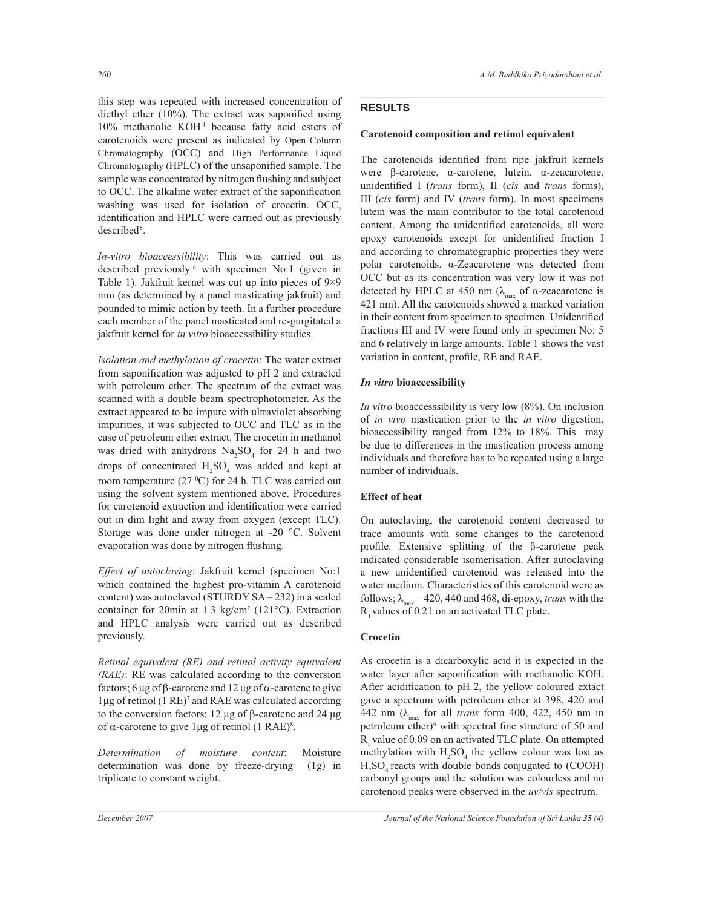this step was repeated with increased concentration of diethyl ether (10%). The extract was saponified using 10% methanolic KOH[4] because fatty acid esters of carotenoids were present as indicated by Open Column Chromatography (OCC) and High Performance Liquid Chromatography (HPLC) of the unsaponified sample. The sample was concentrated by nitrogen flushing and subject to OCC. The alkaline water extract of the saponification washing was used for isolation of crocetin. OCC, identification and HPLC were carried out as previously described[5].

*In-vitro bioaccessibility*: This was carried out as described previously[6] with specimen No:1 (given in Table 1). Jakfruit kernel was cut up into pieces of 9×9 mm (as determined by a panel masticating jakfruit) and pounded to mimic action by teeth. In a further procedure each member of the panel masticated and re-gurgitated a jakfruit kernel for *in vitro* bioaccessibility studies.

*Isolation and methylation of crocetin*: The water extract from saponification was adjusted to pH 2 and extracted with petroleum ether. The spectrum of the extract was scanned with a double beam spectrophotometer. As the extract appeared to be impure with ultraviolet absorbing impurities, it was subjected to OCC and TLC as in the case of petroleum ether extract. The crocetin in methanol was dried with anhydrous $Na_2SO_4$ for 24 h and two drops of concentrated $H_2SO_4$ was added and kept at room temperature (27 $^0$C) for 24 h. TLC was carried out using the solvent system mentioned above. Procedures for carotenoid extraction and identification were carried out in dim light and away from oxygen (except TLC). Storage was done under nitrogen at -20 °C. Solvent evaporation was done by nitrogen flushing.

*Effect of autoclaving*: Jakfruit kernel (specimen No:1 which contained the highest pro-vitamin A carotenoid content) was autoclaved (STURDY SA – 232) in a sealed container for 20min at 1.3 kg/cm$^2$ (121°C). Extraction and HPLC analysis were carried out as described previously.

*Retinol equivalent (RE) and retinol activity equivalent (RAE)*: RE was calculated according to the conversion factors; 6 µg of β-carotene and 12 µg of α-carotene to give 1µg of retinol (1 RE)[7] and RAE was calculated according to the conversion factors; 12 µg of β-carotene and 24 µg of α-carotene to give 1µg of retinol (1 RAE)[8].

*Determination of moisture content*: Moisture determination was done by freeze-drying (1g) in triplicate to constant weight.

## RESULTS

### Carotenoid composition and retinol equivalent

The carotenoids identified from ripe jakfruit kernels were β-carotene, α-carotene, lutein, α-zeacarotene, unidentified I (*trans* form), II (*cis* and *trans* forms), III (*cis* form) and IV (*trans* form). In most specimens lutein was the main contributor to the total carotenoid content. Among the unidentified carotenoids, all were epoxy carotenoids except for unidentified fraction I and according to chromatographic properties they were polar carotenoids. α-Zeacarotene was detected from OCC but as its concentration was very low it was not detected by HPLC at 450 nm ($\lambda_{max}$ of α-zeacarotene is 421 nm). All the carotenoids showed a marked variation in their content from specimen to specimen. Unidentified fractions III and IV were found only in specimen No: 5 and 6 relatively in large amounts. Table 1 shows the vast variation in content, profile, RE and RAE.

### *In vitro* bioaccessibility

*In vitro* bioaccesssibility is very low (8%). On inclusion of *in vivo* mastication prior to the *in vitro* digestion, bioaccessibility ranged from 12% to 18%. This may be due to differences in the mastication process among individuals and therefore has to be repeated using a large number of individuals.

### Effect of heat

On autoclaving, the carotenoid content decreased to trace amounts with some changes to the carotenoid profile. Extensive splitting of the β-carotene peak indicated considerable isomerisation. After autoclaving a new unidentified carotenoid was released into the water medium. Characteristics of this carotenoid were as follows; $\lambda_{max}$ = 420, 440 and 468, di-epoxy, *trans* with the $R_f$ values of 0.21 on an activated TLC plate.

### Crocetin

As crocetin is a dicarboxylic acid it is expected in the water layer after saponification with methanolic KOH. After acidification to pH 2, the yellow coloured extact gave a spectrum with petroleum ether at 398, 420 and 442 nm ($\lambda_{max}$ for all *trans* form 400, 422, 450 nm in petroleum ether)[4] with spectral fine structure of 50 and $R_f$ value of 0.09 on an activated TLC plate. On attempted methylation with $H_2SO_4$ the yellow colour was lost as $H_2SO_4$ reacts with double bonds conjugated to (COOH) carbonyl groups and the solution was colourless and no carotenoid peaks were observed in the *uv/vis* spectrum.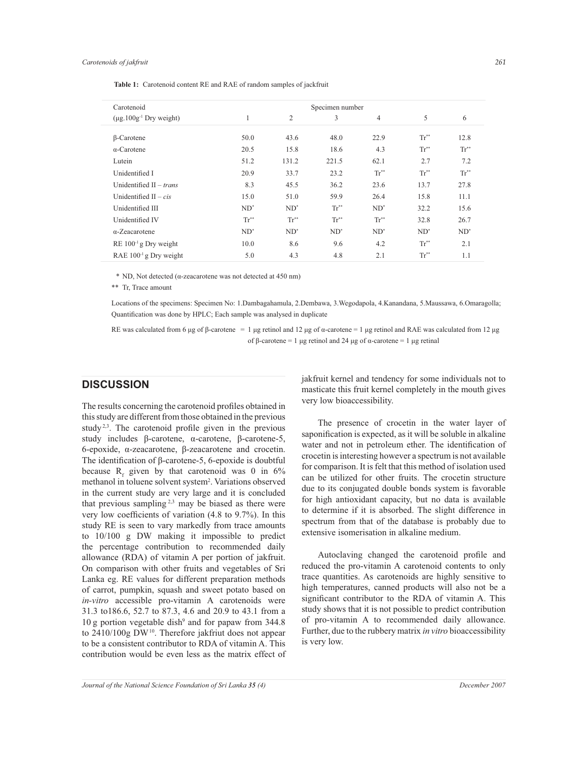**Table 1:** Carotenoid content RE and RAE of random samples of jackfruit

| Carotenoid (μg.100g$^{-1}$ Dry weight) | Specimen number 1 | 2 | 3 | 4 | 5 | 6 |
|---|---|---|---|---|---|---|
| β-Carotene | 50.0 | 43.6 | 48.0 | 22.9 | Tr** | 12.8 |
| α-Carotene | 20.5 | 15.8 | 18.6 | 4.3 | Tr** | Tr** |
| Lutein | 51.2 | 131.2 | 221.5 | 62.1 | 2.7 | 7.2 |
| Unidentified I | 20.9 | 33.7 | 23.2 | Tr** | Tr** | Tr** |
| Unidentified II – *trans* | 8.3 | 45.5 | 36.2 | 23.6 | 13.7 | 27.8 |
| Unidentified II – *cis* | 15.0 | 51.0 | 59.9 | 26.4 | 15.8 | 11.1 |
| Unidentified III | ND* | ND* | Tr** | ND* | 32.2 | 15.6 |
| Unidentified IV | Tr** | Tr** | Tr** | Tr** | 32.8 | 26.7 |
| α-Zeacarotene | ND* | ND* | ND* | ND* | ND* | ND* |
| RE 100$^{-1}$ g Dry weight | 10.0 | 8.6 | 9.6 | 4.2 | Tr** | 2.1 |
| RAE 100$^{-1}$ g Dry weight | 5.0 | 4.3 | 4.8 | 2.1 | Tr** | 1.1 |

\* ND, Not detected (α-zeacarotene was not detected at 450 nm)

\*\* Tr, Trace amount

Locations of the specimens: Specimen No: 1.Dambagahamula, 2.Dembawa, 3.Wegodapola, 4.Kanandana, 5.Maussawa, 6.Omaragolla; Quantification was done by HPLC; Each sample was analysed in duplicate

RE was calculated from 6 μg of β-carotene = 1 μg retinol and 12 μg of α-carotene = 1 μg retinol and RAE was calculated from 12 μg of β-carotene = 1 μg retinol and 24 μg of α-carotene = 1 μg retinal

## DISCUSSION

The results concerning the carotenoid profiles obtained in this study are different from those obtained in the previous study[2,3]. The carotenoid profile given in the previous study includes β-carotene, α-carotene, β-carotene-5, 6-epoxide, α-zeacarotene, β-zeacarotene and crocetin. The identification of β-carotene-5, 6-epoxide is doubtful because $R_f$ given by that carotenoid was 0 in 6% methanol in toluene solvent system[2]. Variations observed in the current study are very large and it is concluded that previous sampling[2,3] may be biased as there were very low coefficients of variation (4.8 to 9.7%). In this study RE is seen to vary markedly from trace amounts to 10/100 g DW making it impossible to predict the percentage contribution to recommended daily allowance (RDA) of vitamin A per portion of jakfruit. On comparison with other fruits and vegetables of Sri Lanka eg. RE values for different preparation methods of carrot, pumpkin, squash and sweet potato based on *in-vitro* accessible pro-vitamin A carotenoids were 31.3 to186.6, 52.7 to 87.3, 4.6 and 20.9 to 43.1 from a 10 g portion vegetable dish[9] and for papaw from 344.8 to 2410/100g DW[10]. Therefore jakfriut does not appear to be a consistent contributor to RDA of vitamin A. This contribution would be even less as the matrix effect of jakfruit kernel and tendency for some individuals not to masticate this fruit kernel completely in the mouth gives very low bioaccessibility.

The presence of crocetin in the water layer of saponification is expected, as it will be soluble in alkaline water and not in petroleum ether. The identification of crocetin is interesting however a spectrum is not available for comparison. It is felt that this method of isolation used can be utilized for other fruits. The crocetin structure due to its conjugated double bonds system is favorable for high antioxidant capacity, but no data is available to determine if it is absorbed. The slight difference in spectrum from that of the database is probably due to extensive isomerisation in alkaline medium.

Autoclaving changed the carotenoid profile and reduced the pro-vitamin A carotenoid contents to only trace quantities. As carotenoids are highly sensitive to high temperatures, canned products will also not be a significant contributor to the RDA of vitamin A. This study shows that it is not possible to predict contribution of pro-vitamin A to recommended daily allowance. Further, due to the rubbery matrix *in vitro* bioaccessibility is very low.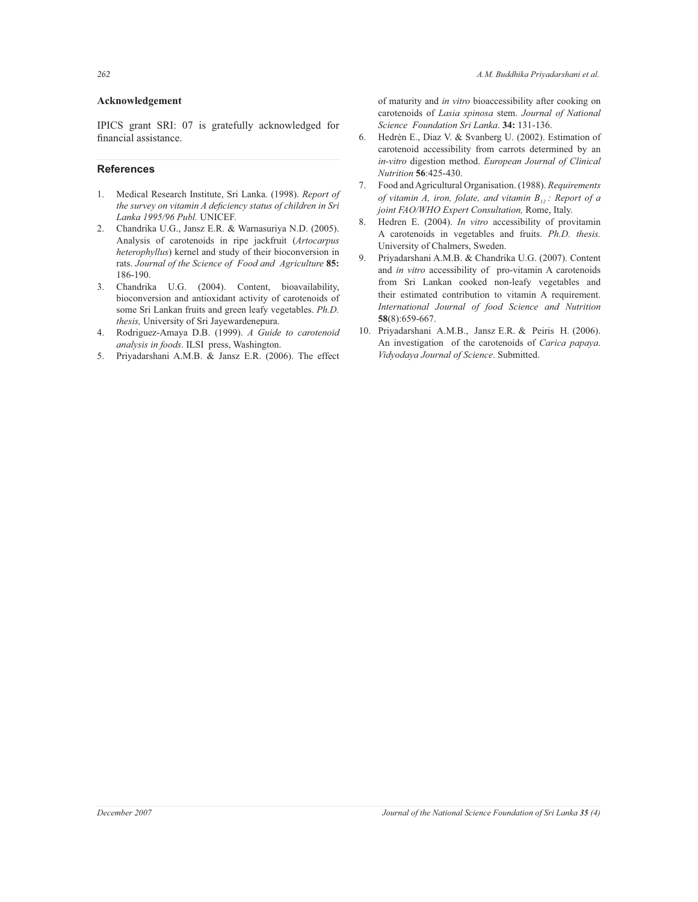### Acknowledgement

IPICS grant SRI: 07 is gratefully acknowledged for financial assistance.

### References

1. Medical Research Institute, Sri Lanka. (1998). *Report of the survey on vitamin A deficiency status of children in Sri Lanka 1995/96 Publ.* UNICEF.
2. Chandrika U.G., Jansz E.R. & Warnasuriya N.D. (2005). Analysis of carotenoids in ripe jackfruit (*Artocarpus heterophyllus*) kernel and study of their bioconversion in rats. *Journal of the Science of Food and Agriculture* **85:** 186-190.
3. Chandrika U.G. (2004). Content, bioavailability, bioconversion and antioxidant activity of carotenoids of some Sri Lankan fruits and green leafy vegetables. *Ph.D. thesis,* University of Sri Jayewardenepura.
4. Rodriguez-Amaya D.B. (1999). *A Guide to carotenoid analysis in foods*. ILSI press, Washington.
5. Priyadarshani A.M.B. & Jansz E.R. (2006). The effect of maturity and *in vitro* bioaccessibility after cooking on carotenoids of *Lasia spinosa* stem. *Journal of National Science Foundation Sri Lanka*. **34:** 131-136.
6. Hedrėn E., Diaz V. & Svanberg U. (2002). Estimation of carotenoid accessibility from carrots determined by an *in-vitro* digestion method. *European Journal of Clinical Nutrition* **56**:425-430.
7. Food and Agricultural Organisation. (1988). *Requirements of vitamin A, iron, folate, and vitamin $B_{12}$ : Report of a joint FAO/WHO Expert Consultation,* Rome, Italy.
8. Hedren E. (2004). *In vitro* accessibility of provitamin A carotenoids in vegetables and fruits. *Ph.D. thesis.* University of Chalmers, Sweden.
9. Priyadarshani A.M.B. & Chandrika U.G. (2007). Content and *in vitro* accessibility of pro-vitamin A carotenoids from Sri Lankan cooked non-leafy vegetables and their estimated contribution to vitamin A requirement. *International Journal of food Science and Nutrition* **58**(8):659-667.
10. Priyadarshani A.M.B., Jansz E.R. & Peiris H. (2006). An investigation of the carotenoids of *Carica papaya*. *Vidyodaya Journal of Science*. Submitted.